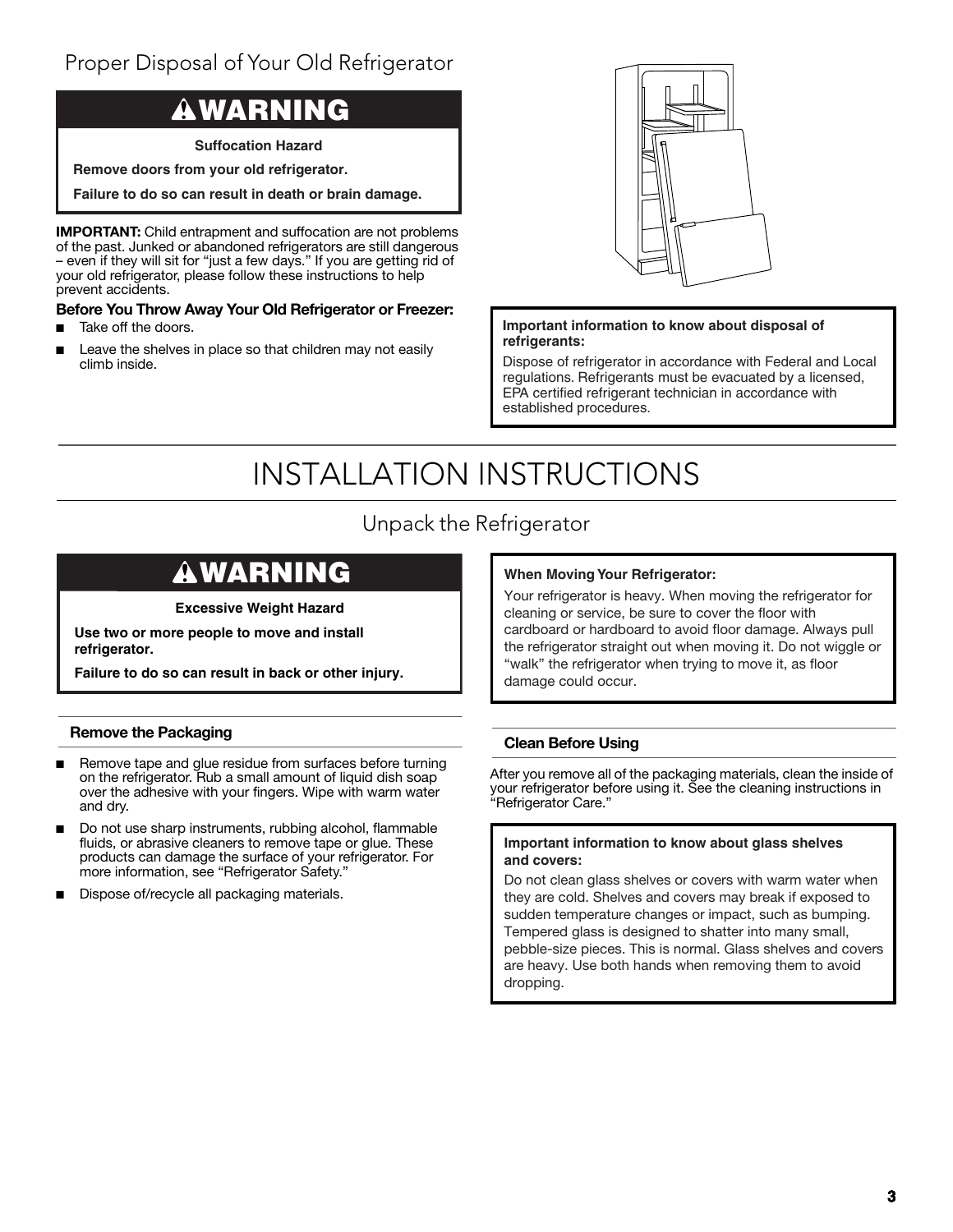## Proper Disposal of Your Old Refrigerator

**WARNING**

**Suffocation Hazard**

**Remove doors from your old refrigerator.**

**Failure to do so can result in death or brain damage.**

**IMPORTANT:** Child entrapment and suffocation are not problems of the past. Junked or abandoned refrigerators are still dangerous – even if they will sit for "just a few days." If you are getting rid of your old refrigerator, please follow these instructions to help prevent accidents.

**Before You Throw Away Your Old Refrigerator or Freezer:**

- Take off the doors.
- Leave the shelves in place so that children may not easily climb inside.

**Important information to know about disposal of refrigerants:**

Dispose of refrigerator in accordance with Federal and Local regulations. Refrigerants must be evacuated by a licensed, EPA certified refrigerant technician in accordance with established procedures.

# INSTALLATION INSTRUCTIONS

## Unpack the Refrigerator

**WARNING**

**Excessive Weight Hazard**

**Use two or more people to move and install refrigerator.**

**Failure to do so can result in back or other injury.**

### Remove the Packaging

- Remove tape and glue residue from surfaces before turning on the refrigerator. Rub a small amount of liquid dish soap over the adhesive with your fingers. Wipe with warm water and dry.
- Do not use sharp instruments, rubbing alcohol, flammable fluids, or abrasive cleaners to remove tape or glue. These products can damage the surface of your refrigerator. For more information, see "Refrigerator Safety."
- Dispose of/recycle all packaging materials.

**When Moving Your Refrigerator:**

Your refrigerator is heavy. When moving the refrigerator for cleaning or service, be sure to cover the floor with cardboard or hardboard to avoid floor damage. Always pull the refrigerator straight out when moving it. Do not wiggle or "walk" the refrigerator when trying to move it, as floor damage could occur.

### Clean Before Using

After you remove all of the packaging materials, clean the inside of your refrigerator before using it. See the cleaning instructions in "Refrigerator Care."

**Important information to know about glass shelves and covers:**

Do not clean glass shelves or covers with warm water when they are cold. Shelves and covers may break if exposed to sudden temperature changes or impact, such as bumping. Tempered glass is designed to shatter into many small, pebble-size pieces. This is normal. Glass shelves and covers are heavy. Use both hands when removing them to avoid dropping.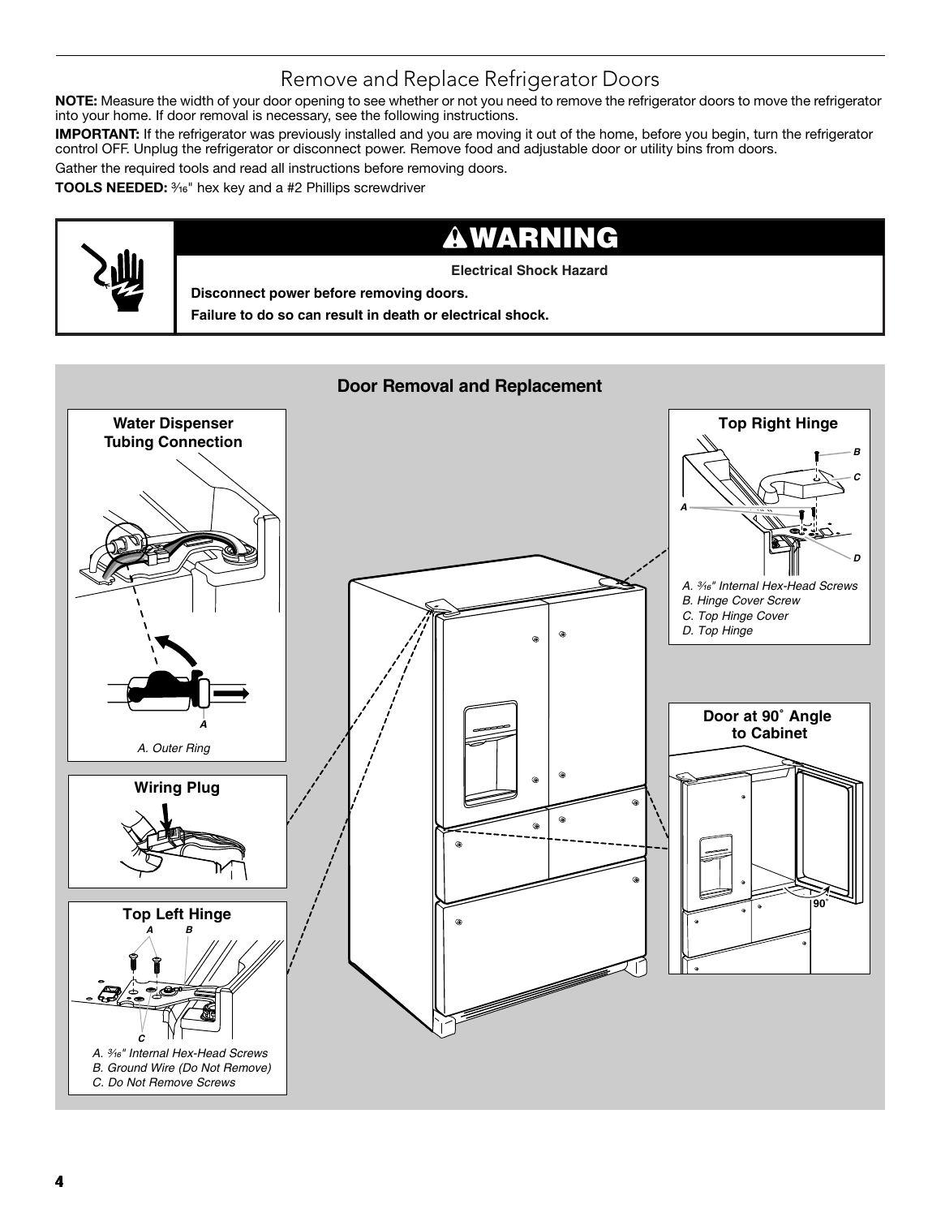# Remove and Replace Refrigerator Doors

**NOTE:** Measure the width of your door opening to see whether or not you need to remove the refrigerator doors to move the refrigerator into your home. If door removal is necessary, see the following instructions.

**IMPORTANT:** If the refrigerator was previously installed and you are moving it out of the home, before you begin, turn the refrigerator control OFF. Unplug the refrigerator or disconnect power. Remove food and adjustable door or utility bins from doors.

Gather the required tools and read all instructions before removing doors.

**TOOLS NEEDED:** ³⁄₁₆" hex key and a #2 Phillips screwdriver

## ⚠WARNING

**Electrical Shock Hazard**

**Disconnect power before removing doors.**

**Failure to do so can result in death or electrical shock.**

## Door Removal and Replacement

**Water Dispenser Tubing Connection**

*A. Outer Ring*

**Wiring Plug**

**Top Left Hinge**

*A. ³⁄₁₆" Internal Hex-Head Screws*
*B. Ground Wire (Do Not Remove)*
*C. Do Not Remove Screws*

**Top Right Hinge**

*A. ³⁄₁₆" Internal Hex-Head Screws*
*B. Hinge Cover Screw*
*C. Top Hinge Cover*
*D. Top Hinge*

**Door at 90˚ Angle to Cabinet**

90˚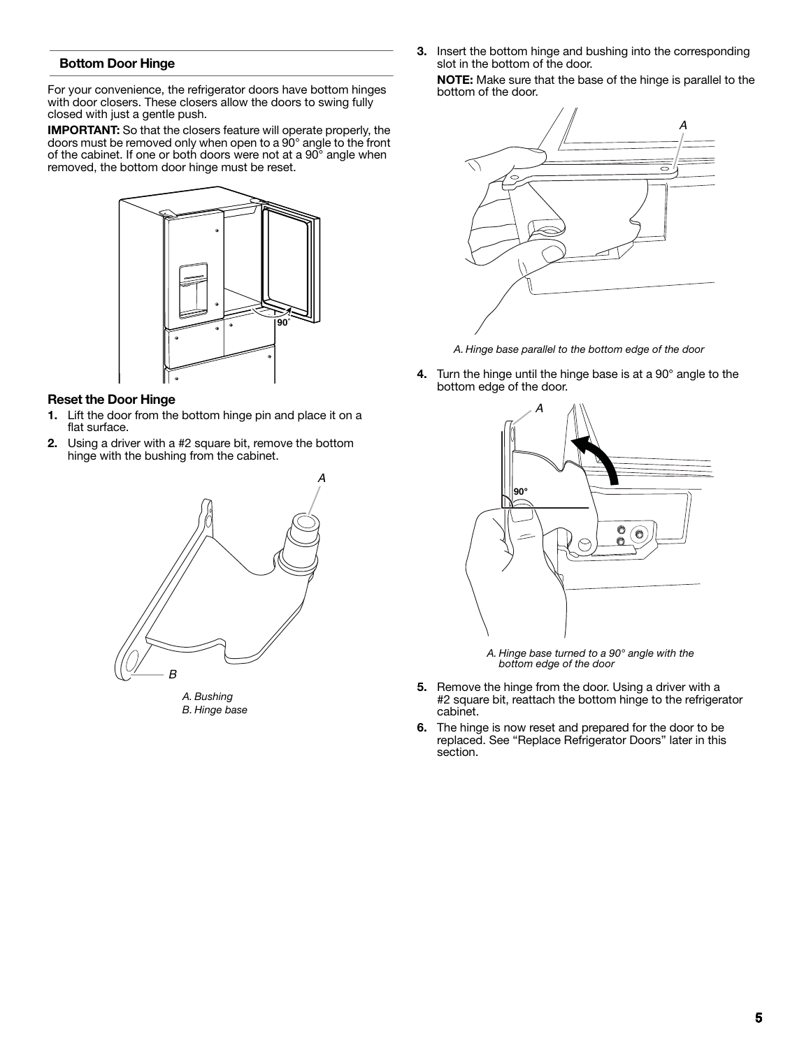### Bottom Door Hinge

For your convenience, the refrigerator doors have bottom hinges with door closers. These closers allow the doors to swing fully closed with just a gentle push.

**IMPORTANT:** So that the closers feature will operate properly, the doors must be removed only when open to a 90° angle to the front of the cabinet. If one or both doors were not at a 90° angle when removed, the bottom door hinge must be reset.

#### Reset the Door Hinge

1. Lift the door from the bottom hinge pin and place it on a flat surface.
2. Using a driver with a #2 square bit, remove the bottom hinge with the bushing from the cabinet.

*A. Bushing*
*B. Hinge base*

3. Insert the bottom hinge and bushing into the corresponding slot in the bottom of the door.

   **NOTE:** Make sure that the base of the hinge is parallel to the bottom of the door.

*A. Hinge base parallel to the bottom edge of the door*

4. Turn the hinge until the hinge base is at a 90° angle to the bottom edge of the door.

*A. Hinge base turned to a 90° angle with the bottom edge of the door*

5. Remove the hinge from the door. Using a driver with a #2 square bit, reattach the bottom hinge to the refrigerator cabinet.
6. The hinge is now reset and prepared for the door to be replaced. See "Replace Refrigerator Doors" later in this section.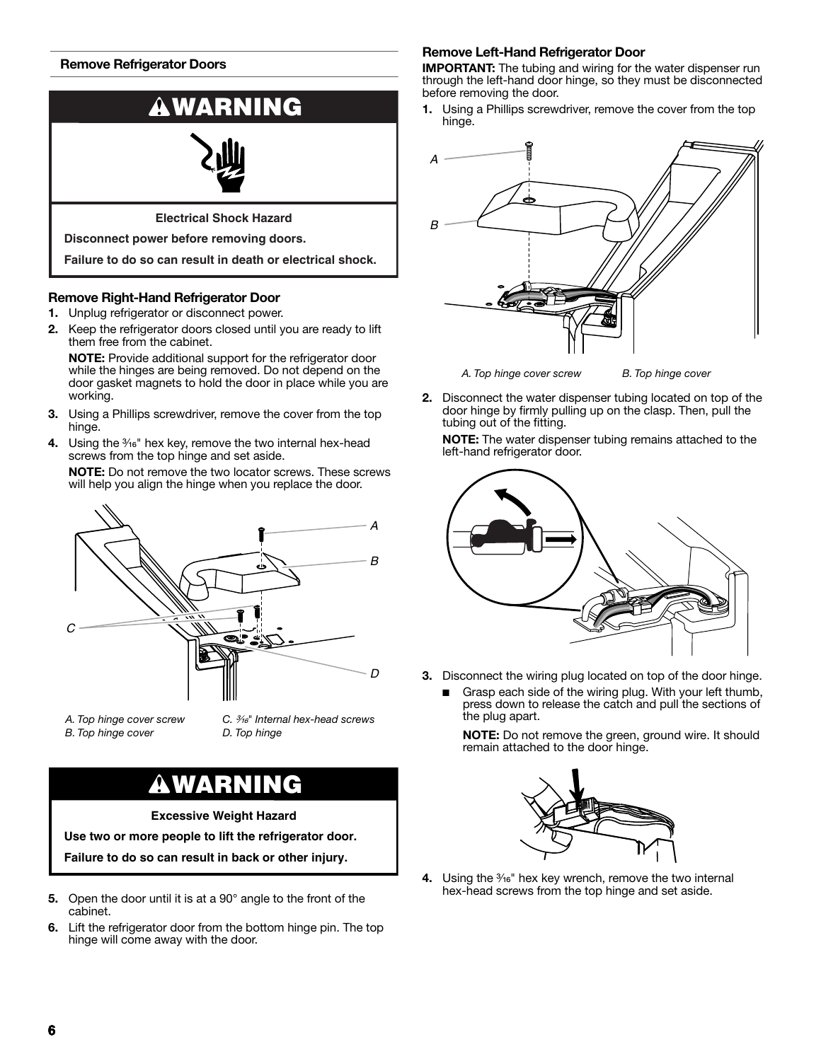## Remove Refrigerator Doors

**WARNING**

**Electrical Shock Hazard**

**Disconnect power before removing doors.**

**Failure to do so can result in death or electrical shock.**

### Remove Right-Hand Refrigerator Door

1. Unplug refrigerator or disconnect power.
2. Keep the refrigerator doors closed until you are ready to lift them free from the cabinet.

   **NOTE:** Provide additional support for the refrigerator door while the hinges are being removed. Do not depend on the door gasket magnets to hold the door in place while you are working.
3. Using a Phillips screwdriver, remove the cover from the top hinge.
4. Using the 3⁄16" hex key, remove the two internal hex-head screws from the top hinge and set aside.

   **NOTE:** Do not remove the two locator screws. These screws will help you align the hinge when you replace the door.

*A. Top hinge cover screw*
*B. Top hinge cover*
*C. 3⁄16" Internal hex-head screws*
*D. Top hinge*

**WARNING**

**Excessive Weight Hazard**

**Use two or more people to lift the refrigerator door.**

**Failure to do so can result in back or other injury.**

5. Open the door until it is at a 90° angle to the front of the cabinet.
6. Lift the refrigerator door from the bottom hinge pin. The top hinge will come away with the door.

### Remove Left-Hand Refrigerator Door

**IMPORTANT:** The tubing and wiring for the water dispenser run through the left-hand door hinge, so they must be disconnected before removing the door.

1. Using a Phillips screwdriver, remove the cover from the top hinge.

*A. Top hinge cover screw*
*B. Top hinge cover*

2. Disconnect the water dispenser tubing located on top of the door hinge by firmly pulling up on the clasp. Then, pull the tubing out of the fitting.

   **NOTE:** The water dispenser tubing remains attached to the left-hand refrigerator door.
3. Disconnect the wiring plug located on top of the door hinge.
   - Grasp each side of the wiring plug. With your left thumb, press down to release the catch and pull the sections of the plug apart.

     **NOTE:** Do not remove the green, ground wire. It should remain attached to the door hinge.
4. Using the 3⁄16" hex key wrench, remove the two internal hex-head screws from the top hinge and set aside.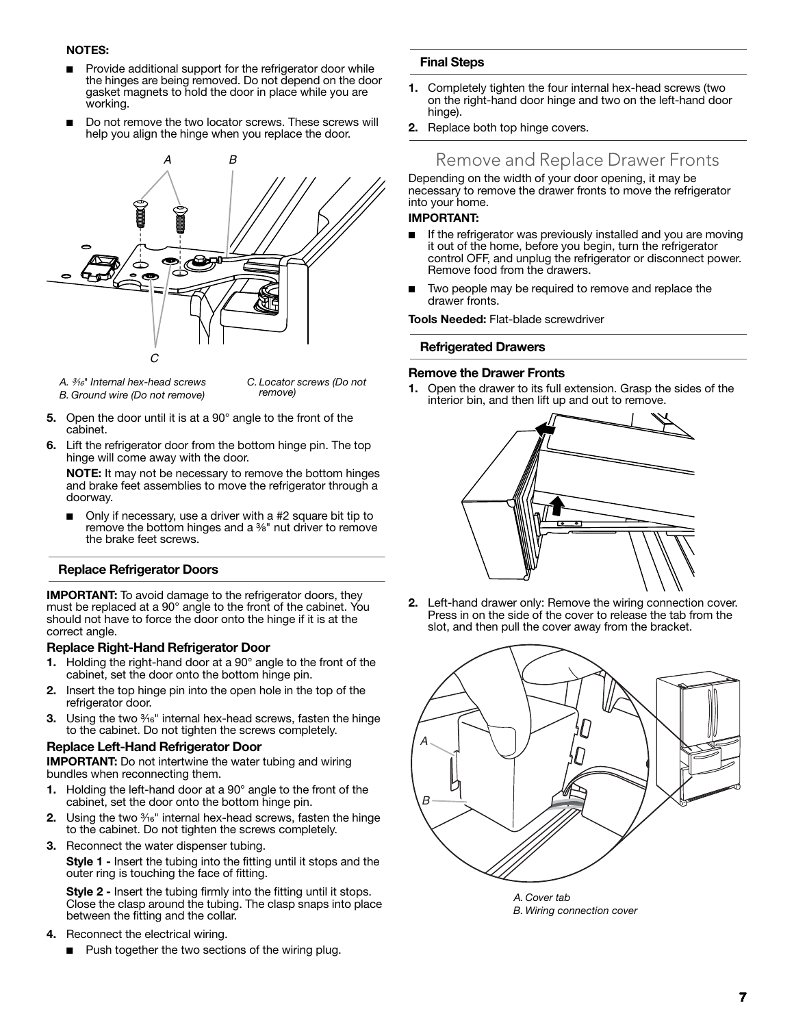**NOTES:**

- Provide additional support for the refrigerator door while the hinges are being removed. Do not depend on the door gasket magnets to hold the door in place while you are working.
- Do not remove the two locator screws. These screws will help you align the hinge when you replace the door.

*A. 5⁄16" Internal hex-head screws*
*B. Ground wire (Do not remove)*
*C. Locator screws (Do not remove)*

5. Open the door until it is at a 90° angle to the front of the cabinet.
6. Lift the refrigerator door from the bottom hinge pin. The top hinge will come away with the door.

   **NOTE:** It may not be necessary to remove the bottom hinges and brake feet assemblies to move the refrigerator through a doorway.

   - Only if necessary, use a driver with a #2 square bit tip to remove the bottom hinges and a 3⁄8" nut driver to remove the brake feet screws.

### Replace Refrigerator Doors

**IMPORTANT:** To avoid damage to the refrigerator doors, they must be replaced at a 90° angle to the front of the cabinet. You should not have to force the door onto the hinge if it is at the correct angle.

#### Replace Right-Hand Refrigerator Door

1. Holding the right-hand door at a 90° angle to the front of the cabinet, set the door onto the bottom hinge pin.
2. Insert the top hinge pin into the open hole in the top of the refrigerator door.
3. Using the two 5⁄16" internal hex-head screws, fasten the hinge to the cabinet. Do not tighten the screws completely.

#### Replace Left-Hand Refrigerator Door

**IMPORTANT:** Do not intertwine the water tubing and wiring bundles when reconnecting them.

1. Holding the left-hand door at a 90° angle to the front of the cabinet, set the door onto the bottom hinge pin.
2. Using the two 5⁄16" internal hex-head screws, fasten the hinge to the cabinet. Do not tighten the screws completely.
3. Reconnect the water dispenser tubing.

   **Style 1 -** Insert the tubing into the fitting until it stops and the outer ring is touching the face of fitting.

   **Style 2 -** Insert the tubing firmly into the fitting until it stops. Close the clasp around the tubing. The clasp snaps into place between the fitting and the collar.

4. Reconnect the electrical wiring.
   - Push together the two sections of the wiring plug.

### Final Steps

1. Completely tighten the four internal hex-head screws (two on the right-hand door hinge and two on the left-hand door hinge).
2. Replace both top hinge covers.

## Remove and Replace Drawer Fronts

Depending on the width of your door opening, it may be necessary to remove the drawer fronts to move the refrigerator into your home.

**IMPORTANT:**

- If the refrigerator was previously installed and you are moving it out of the home, before you begin, turn the refrigerator control OFF, and unplug the refrigerator or disconnect power. Remove food from the drawers.
- Two people may be required to remove and replace the drawer fronts.

**Tools Needed:** Flat-blade screwdriver

### Refrigerated Drawers

#### Remove the Drawer Fronts

1. Open the drawer to its full extension. Grasp the sides of the interior bin, and then lift up and out to remove.
2. Left-hand drawer only: Remove the wiring connection cover. Press in on the side of the cover to release the tab from the slot, and then pull the cover away from the bracket.

*A. Cover tab*
*B. Wiring connection cover*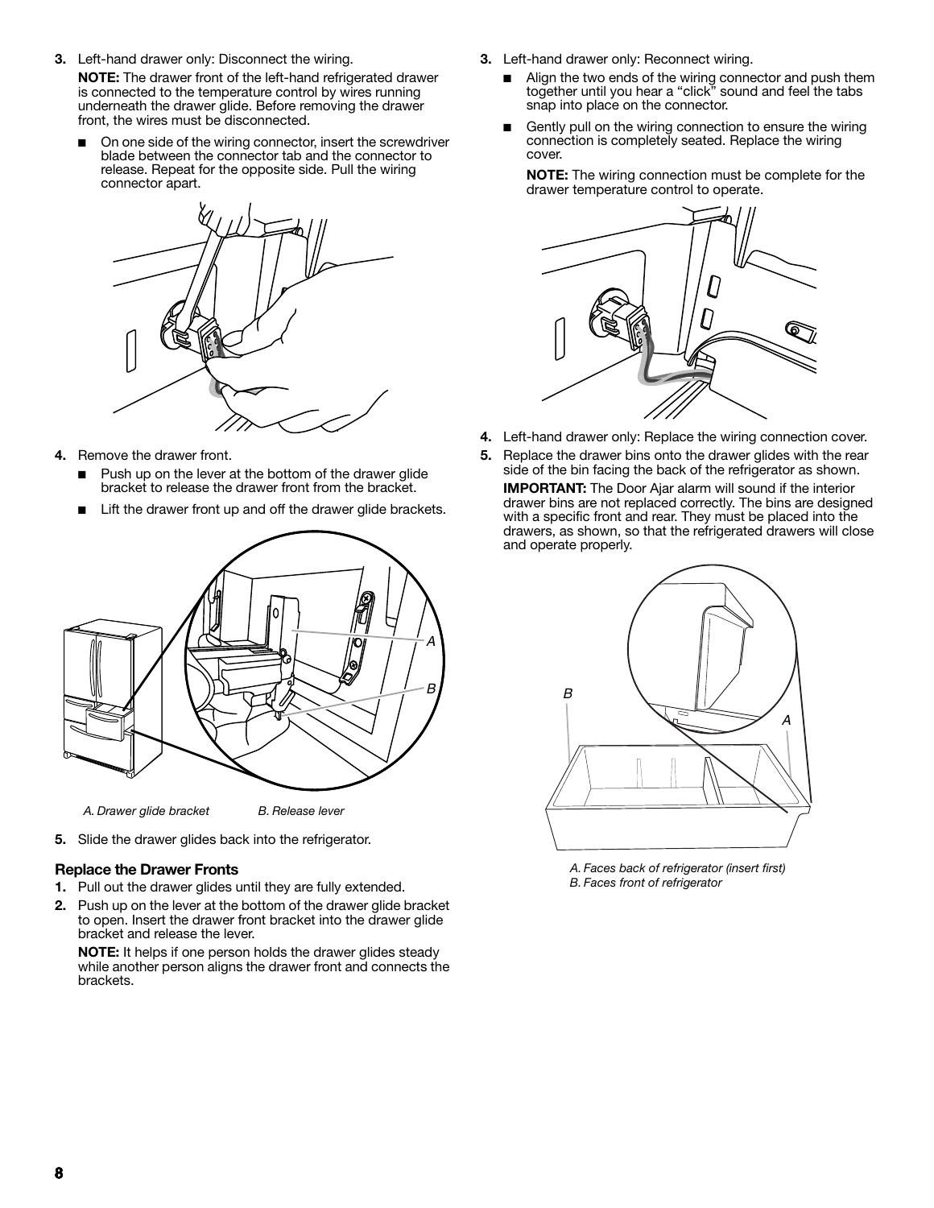3. Left-hand drawer only: Disconnect the wiring.

   **NOTE:** The drawer front of the left-hand refrigerated drawer is connected to the temperature control by wires running underneath the drawer glide. Before removing the drawer front, the wires must be disconnected.

   ■ On one side of the wiring connector, insert the screwdriver blade between the connector tab and the connector to release. Repeat for the opposite side. Pull the wiring connector apart.

4. Remove the drawer front.

   ■ Push up on the lever at the bottom of the drawer glide bracket to release the drawer front from the bracket.

   ■ Lift the drawer front up and off the drawer glide brackets.

*A. Drawer glide bracket* *B. Release lever*

5. Slide the drawer glides back into the refrigerator.

### Replace the Drawer Fronts

1. Pull out the drawer glides until they are fully extended.
2. Push up on the lever at the bottom of the drawer glide bracket to open. Insert the drawer front bracket into the drawer glide bracket and release the lever.

   **NOTE:** It helps if one person holds the drawer glides steady while another person aligns the drawer front and connects the brackets.

3. Left-hand drawer only: Reconnect wiring.

   ■ Align the two ends of the wiring connector and push them together until you hear a "click" sound and feel the tabs snap into place on the connector.

   ■ Gently pull on the wiring connection to ensure the wiring connection is completely seated. Replace the wiring cover.

   **NOTE:** The wiring connection must be complete for the drawer temperature control to operate.

4. Left-hand drawer only: Replace the wiring connection cover.
5. Replace the drawer bins onto the drawer glides with the rear side of the bin facing the back of the refrigerator as shown.

   **IMPORTANT:** The Door Ajar alarm will sound if the interior drawer bins are not replaced correctly. The bins are designed with a specific front and rear. They must be placed into the drawers, as shown, so that the refrigerated drawers will close and operate properly.

*A. Faces back of refrigerator (insert first)*
*B. Faces front of refrigerator*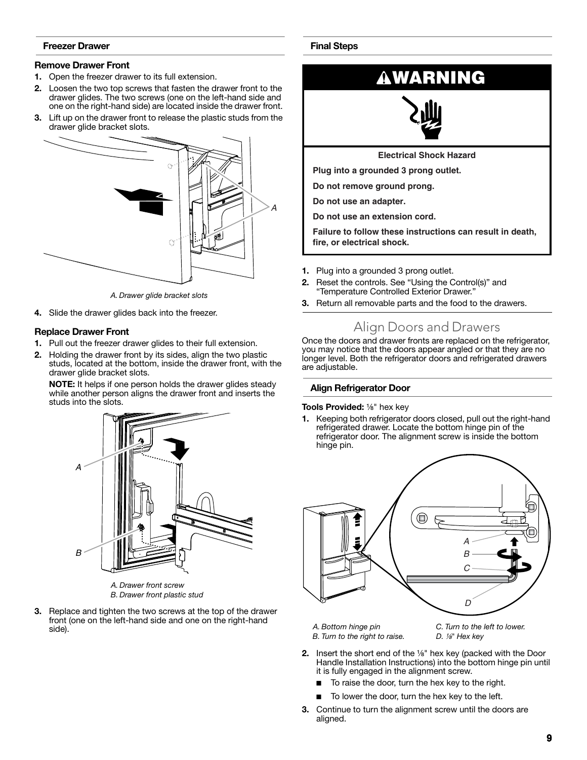### Freezer Drawer

#### Remove Drawer Front

1. Open the freezer drawer to its full extension.
2. Loosen the two top screws that fasten the drawer front to the drawer glides. The two screws (one on the left-hand side and one on the right-hand side) are located inside the drawer front.
3. Lift up on the drawer front to release the plastic studs from the drawer glide bracket slots.

*A. Drawer glide bracket slots*

4. Slide the drawer glides back into the freezer.

#### Replace Drawer Front

1. Pull out the freezer drawer glides to their full extension.
2. Holding the drawer front by its sides, align the two plastic studs, located at the bottom, inside the drawer front, with the drawer glide bracket slots.

   **NOTE:** It helps if one person holds the drawer glides steady while another person aligns the drawer front and inserts the studs into the slots.

*A. Drawer front screw*
*B. Drawer front plastic stud*

3. Replace and tighten the two screws at the top of the drawer front (one on the left-hand side and one on the right-hand side).

### Final Steps

**⚠WARNING**

**Electrical Shock Hazard**

**Plug into a grounded 3 prong outlet.**

**Do not remove ground prong.**

**Do not use an adapter.**

**Do not use an extension cord.**

**Failure to follow these instructions can result in death, fire, or electrical shock.**

1. Plug into a grounded 3 prong outlet.
2. Reset the controls. See "Using the Control(s)" and "Temperature Controlled Exterior Drawer."
3. Return all removable parts and the food to the drawers.

## Align Doors and Drawers

Once the doors and drawer fronts are replaced on the refrigerator, you may notice that the doors appear angled or that they are no longer level. Both the refrigerator doors and refrigerated drawers are adjustable.

### Align Refrigerator Door

**Tools Provided:** ⅛" hex key

1. Keeping both refrigerator doors closed, pull out the right-hand refrigerated drawer. Locate the bottom hinge pin of the refrigerator door. The alignment screw is inside the bottom hinge pin.

*A. Bottom hinge pin*
*B. Turn to the right to raise.*
*C. Turn to the left to lower.*
*D. ⅛" Hex key*

2. Insert the short end of the ⅛" hex key (packed with the Door Handle Installation Instructions) into the bottom hinge pin until it is fully engaged in the alignment screw.
   - To raise the door, turn the hex key to the right.
   - To lower the door, turn the hex key to the left.
3. Continue to turn the alignment screw until the doors are aligned.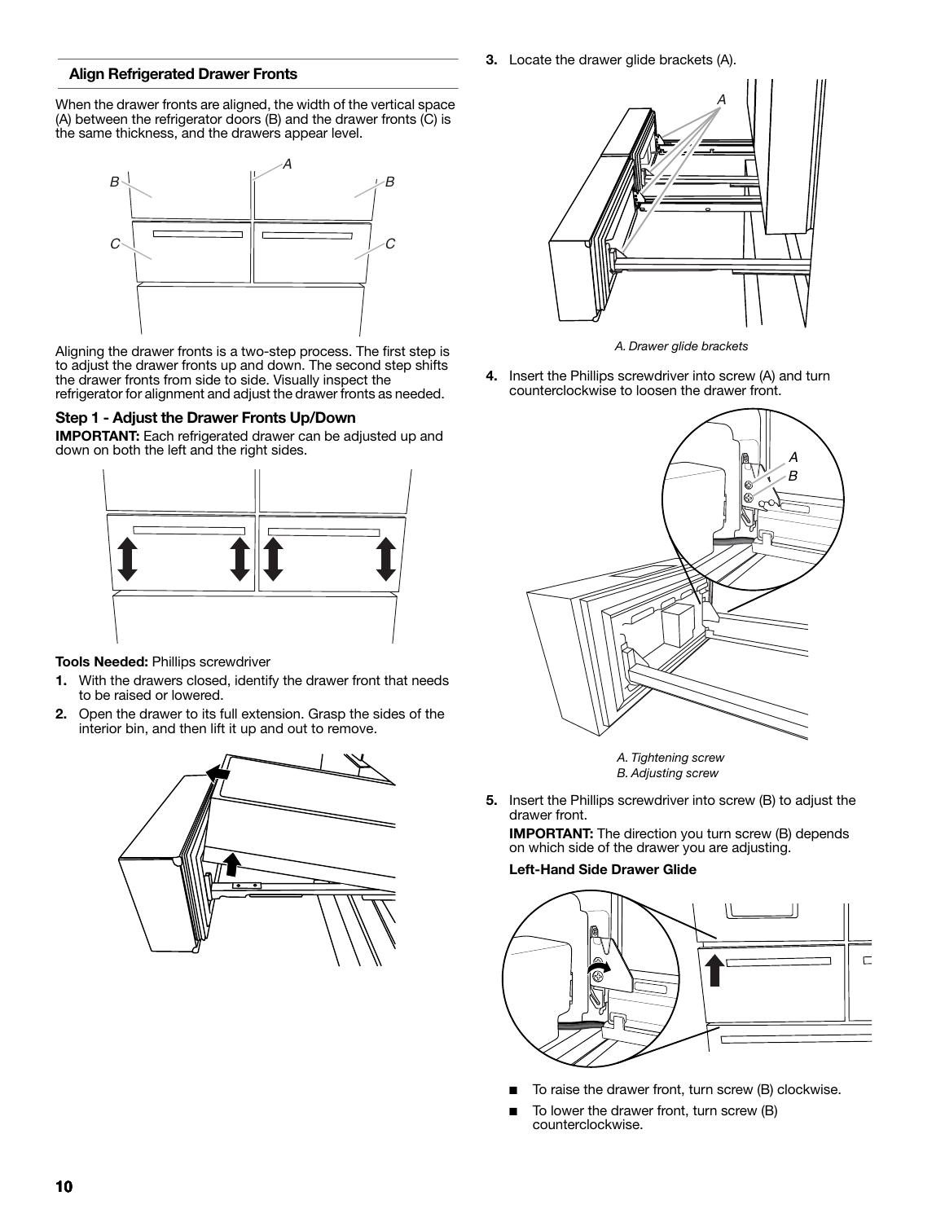## Align Refrigerated Drawer Fronts

When the drawer fronts are aligned, the width of the vertical space (A) between the refrigerator doors (B) and the drawer fronts (C) is the same thickness, and the drawers appear level.

Aligning the drawer fronts is a two-step process. The first step is to adjust the drawer fronts up and down. The second step shifts the drawer fronts from side to side. Visually inspect the refrigerator for alignment and adjust the drawer fronts as needed.

### Step 1 - Adjust the Drawer Fronts Up/Down

**IMPORTANT:** Each refrigerated drawer can be adjusted up and down on both the left and the right sides.

**Tools Needed:** Phillips screwdriver

1. With the drawers closed, identify the drawer front that needs to be raised or lowered.
2. Open the drawer to its full extension. Grasp the sides of the interior bin, and then lift it up and out to remove.
3. Locate the drawer glide brackets (A).

   *A. Drawer glide brackets*

4. Insert the Phillips screwdriver into screw (A) and turn counterclockwise to loosen the drawer front.

   *A. Tightening screw*
   *B. Adjusting screw*

5. Insert the Phillips screwdriver into screw (B) to adjust the drawer front.

   **IMPORTANT:** The direction you turn screw (B) depends on which side of the drawer you are adjusting.

   **Left-Hand Side Drawer Glide**

   - To raise the drawer front, turn screw (B) clockwise.
   - To lower the drawer front, turn screw (B) counterclockwise.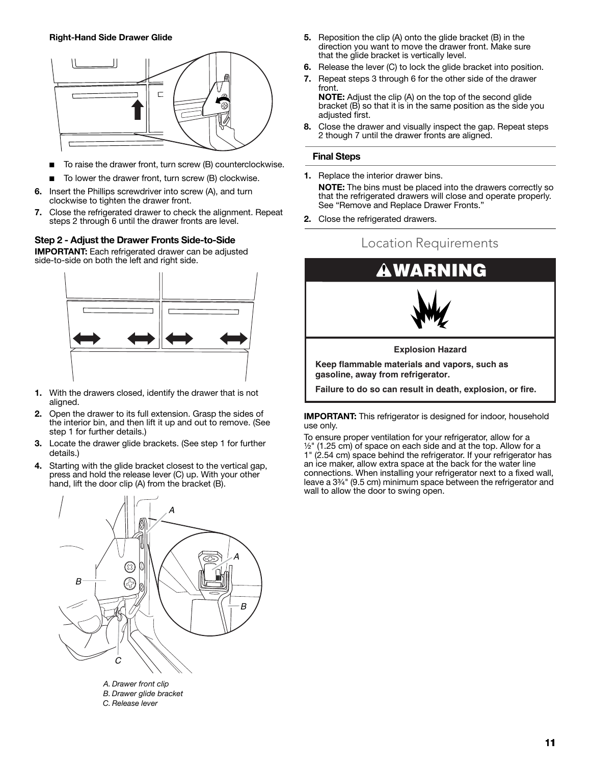**Right-Hand Side Drawer Glide**

- To raise the drawer front, turn screw (B) counterclockwise.
- To lower the drawer front, turn screw (B) clockwise.

6. Insert the Phillips screwdriver into screw (A), and turn clockwise to tighten the drawer front.
7. Close the refrigerated drawer to check the alignment. Repeat steps 2 through 6 until the drawer fronts are level.

### Step 2 - Adjust the Drawer Fronts Side-to-Side

**IMPORTANT:** Each refrigerated drawer can be adjusted side-to-side on both the left and right side.

1. With the drawers closed, identify the drawer that is not aligned.
2. Open the drawer to its full extension. Grasp the sides of the interior bin, and then lift it up and out to remove. (See step 1 for further details.)
3. Locate the drawer glide brackets. (See step 1 for further details.)
4. Starting with the glide bracket closest to the vertical gap, press and hold the release lever (C) up. With your other hand, lift the door clip (A) from the bracket (B).

*A. Drawer front clip*
*B. Drawer glide bracket*
*C. Release lever*

5. Reposition the clip (A) onto the glide bracket (B) in the direction you want to move the drawer front. Make sure that the glide bracket is vertically level.
6. Release the lever (C) to lock the glide bracket into position.
7. Repeat steps 3 through 6 for the other side of the drawer front.
   **NOTE:** Adjust the clip (A) on the top of the second glide bracket (B) so that it is in the same position as the side you adjusted first.
8. Close the drawer and visually inspect the gap. Repeat steps 2 though 7 until the drawer fronts are aligned.

### Final Steps

1. Replace the interior drawer bins.
   **NOTE:** The bins must be placed into the drawers correctly so that the refrigerated drawers will close and operate properly. See "Remove and Replace Drawer Fronts."
2. Close the refrigerated drawers.

## Location Requirements

**WARNING**

**Explosion Hazard**

**Keep flammable materials and vapors, such as gasoline, away from refrigerator.**

**Failure to do so can result in death, explosion, or fire.**

**IMPORTANT:** This refrigerator is designed for indoor, household use only.

To ensure proper ventilation for your refrigerator, allow for a ½" (1.25 cm) of space on each side and at the top. Allow for a 1" (2.54 cm) space behind the refrigerator. If your refrigerator has an ice maker, allow extra space at the back for the water line connections. When installing your refrigerator next to a fixed wall, leave a 3¾" (9.5 cm) minimum space between the refrigerator and wall to allow the door to swing open.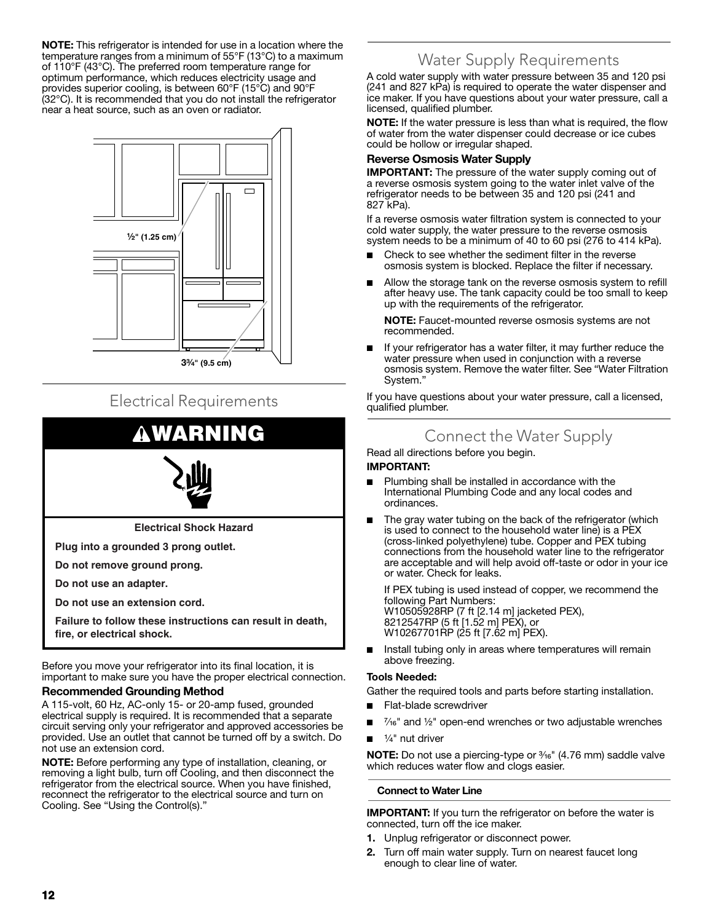**NOTE:** This refrigerator is intended for use in a location where the temperature ranges from a minimum of 55°F (13°C) to a maximum of 110°F (43°C). The preferred room temperature range for optimum performance, which reduces electricity usage and provides superior cooling, is between 60°F (15°C) and 90°F (32°C). It is recommended that you do not install the refrigerator near a heat source, such as an oven or radiator.

½" (1.25 cm)

3¾" (9.5 cm)

## Electrical Requirements

**⚠WARNING**

**Electrical Shock Hazard**

**Plug into a grounded 3 prong outlet.**

**Do not remove ground prong.**

**Do not use an adapter.**

**Do not use an extension cord.**

**Failure to follow these instructions can result in death, fire, or electrical shock.**

Before you move your refrigerator into its final location, it is important to make sure you have the proper electrical connection.

### Recommended Grounding Method

A 115-volt, 60 Hz, AC-only 15- or 20-amp fused, grounded electrical supply is required. It is recommended that a separate circuit serving only your refrigerator and approved accessories be provided. Use an outlet that cannot be turned off by a switch. Do not use an extension cord.

**NOTE:** Before performing any type of installation, cleaning, or removing a light bulb, turn off Cooling, and then disconnect the refrigerator from the electrical source. When you have finished, reconnect the refrigerator to the electrical source and turn on Cooling. See "Using the Control(s)."

## Water Supply Requirements

A cold water supply with water pressure between 35 and 120 psi (241 and 827 kPa) is required to operate the water dispenser and ice maker. If you have questions about your water pressure, call a licensed, qualified plumber.

**NOTE:** If the water pressure is less than what is required, the flow of water from the water dispenser could decrease or ice cubes could be hollow or irregular shaped.

### Reverse Osmosis Water Supply

**IMPORTANT:** The pressure of the water supply coming out of a reverse osmosis system going to the water inlet valve of the refrigerator needs to be between 35 and 120 psi (241 and 827 kPa).

If a reverse osmosis water filtration system is connected to your cold water supply, the water pressure to the reverse osmosis system needs to be a minimum of 40 to 60 psi (276 to 414 kPa).

- Check to see whether the sediment filter in the reverse osmosis system is blocked. Replace the filter if necessary.
- Allow the storage tank on the reverse osmosis system to refill after heavy use. The tank capacity could be too small to keep up with the requirements of the refrigerator.

  **NOTE:** Faucet-mounted reverse osmosis systems are not recommended.
- If your refrigerator has a water filter, it may further reduce the water pressure when used in conjunction with a reverse osmosis system. Remove the water filter. See "Water Filtration System."

If you have questions about your water pressure, call a licensed, qualified plumber.

## Connect the Water Supply

Read all directions before you begin.

**IMPORTANT:**

- Plumbing shall be installed in accordance with the International Plumbing Code and any local codes and ordinances.
- The gray water tubing on the back of the refrigerator (which is used to connect to the household water line) is a PEX (cross-linked polyethylene) tube. Copper and PEX tubing connections from the household water line to the refrigerator are acceptable and will help avoid off-taste or odor in your ice or water. Check for leaks.

  If PEX tubing is used instead of copper, we recommend the following Part Numbers:
  W10505928RP (7 ft [2.14 m] jacketed PEX),
  8212547RP (5 ft [1.52 m] PEX), or
  W10267701RP (25 ft [7.62 m] PEX).
- Install tubing only in areas where temperatures will remain above freezing.

**Tools Needed:**

Gather the required tools and parts before starting installation.

- Flat-blade screwdriver
- 7⁄16" and ½" open-end wrenches or two adjustable wrenches
- ¼" nut driver

**NOTE:** Do not use a piercing-type or 3⁄16" (4.76 mm) saddle valve which reduces water flow and clogs easier.

#### Connect to Water Line

**IMPORTANT:** If you turn the refrigerator on before the water is connected, turn off the ice maker.

1. Unplug refrigerator or disconnect power.
2. Turn off main water supply. Turn on nearest faucet long enough to clear line of water.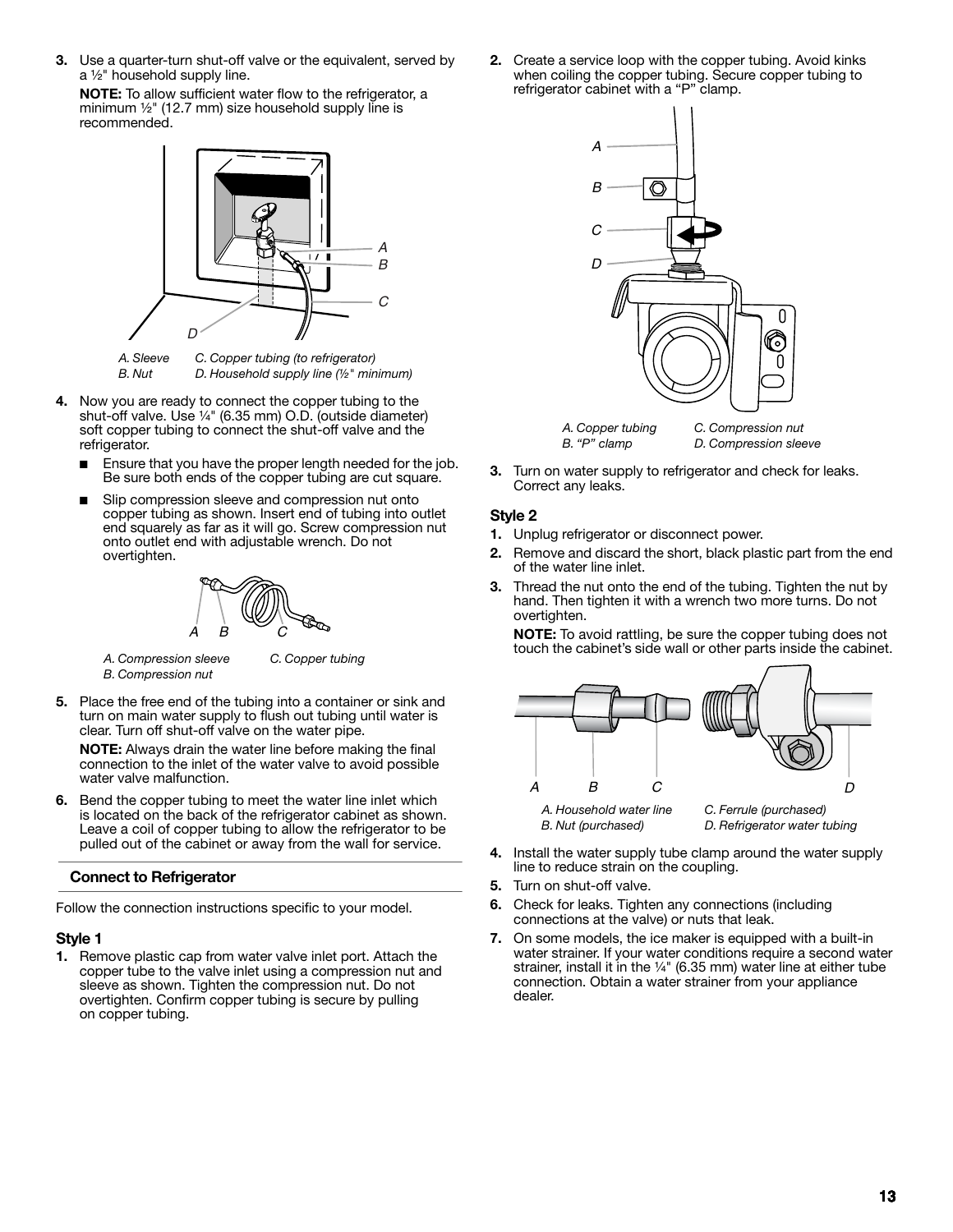3. Use a quarter-turn shut-off valve or the equivalent, served by a ½" household supply line.

   **NOTE:** To allow sufficient water flow to the refrigerator, a minimum ½" (12.7 mm) size household supply line is recommended.

   *A. Sleeve* *C. Copper tubing (to refrigerator)*
   *B. Nut* *D. Household supply line (½" minimum)*

4. Now you are ready to connect the copper tubing to the shut-off valve. Use ¼" (6.35 mm) O.D. (outside diameter) soft copper tubing to connect the shut-off valve and the refrigerator.

   - Ensure that you have the proper length needed for the job. Be sure both ends of the copper tubing are cut square.
   - Slip compression sleeve and compression nut onto copper tubing as shown. Insert end of tubing into outlet end squarely as far as it will go. Screw compression nut onto outlet end with adjustable wrench. Do not overtighten.

   *A. Compression sleeve* *C. Copper tubing*
   *B. Compression nut*

5. Place the free end of the tubing into a container or sink and turn on main water supply to flush out tubing until water is clear. Turn off shut-off valve on the water pipe.

   **NOTE:** Always drain the water line before making the final connection to the inlet of the water valve to avoid possible water valve malfunction.

6. Bend the copper tubing to meet the water line inlet which is located on the back of the refrigerator cabinet as shown. Leave a coil of copper tubing to allow the refrigerator to be pulled out of the cabinet or away from the wall for service.

## Connect to Refrigerator

Follow the connection instructions specific to your model.

### Style 1

1. Remove plastic cap from water valve inlet port. Attach the copper tube to the valve inlet using a compression nut and sleeve as shown. Tighten the compression nut. Do not overtighten. Confirm copper tubing is secure by pulling on copper tubing.

2. Create a service loop with the copper tubing. Avoid kinks when coiling the copper tubing. Secure copper tubing to refrigerator cabinet with a "P" clamp.

   *A. Copper tubing* *C. Compression nut*
   *B. "P" clamp* *D. Compression sleeve*

3. Turn on water supply to refrigerator and check for leaks. Correct any leaks.

### Style 2

1. Unplug refrigerator or disconnect power.
2. Remove and discard the short, black plastic part from the end of the water line inlet.
3. Thread the nut onto the end of the tubing. Tighten the nut by hand. Then tighten it with a wrench two more turns. Do not overtighten.

   **NOTE:** To avoid rattling, be sure the copper tubing does not touch the cabinet's side wall or other parts inside the cabinet.

   *A. Household water line* *C. Ferrule (purchased)*
   *B. Nut (purchased)* *D. Refrigerator water tubing*

4. Install the water supply tube clamp around the water supply line to reduce strain on the coupling.
5. Turn on shut-off valve.
6. Check for leaks. Tighten any connections (including connections at the valve) or nuts that leak.
7. On some models, the ice maker is equipped with a built-in water strainer. If your water conditions require a second water strainer, install it in the ¼" (6.35 mm) water line at either tube connection. Obtain a water strainer from your appliance dealer.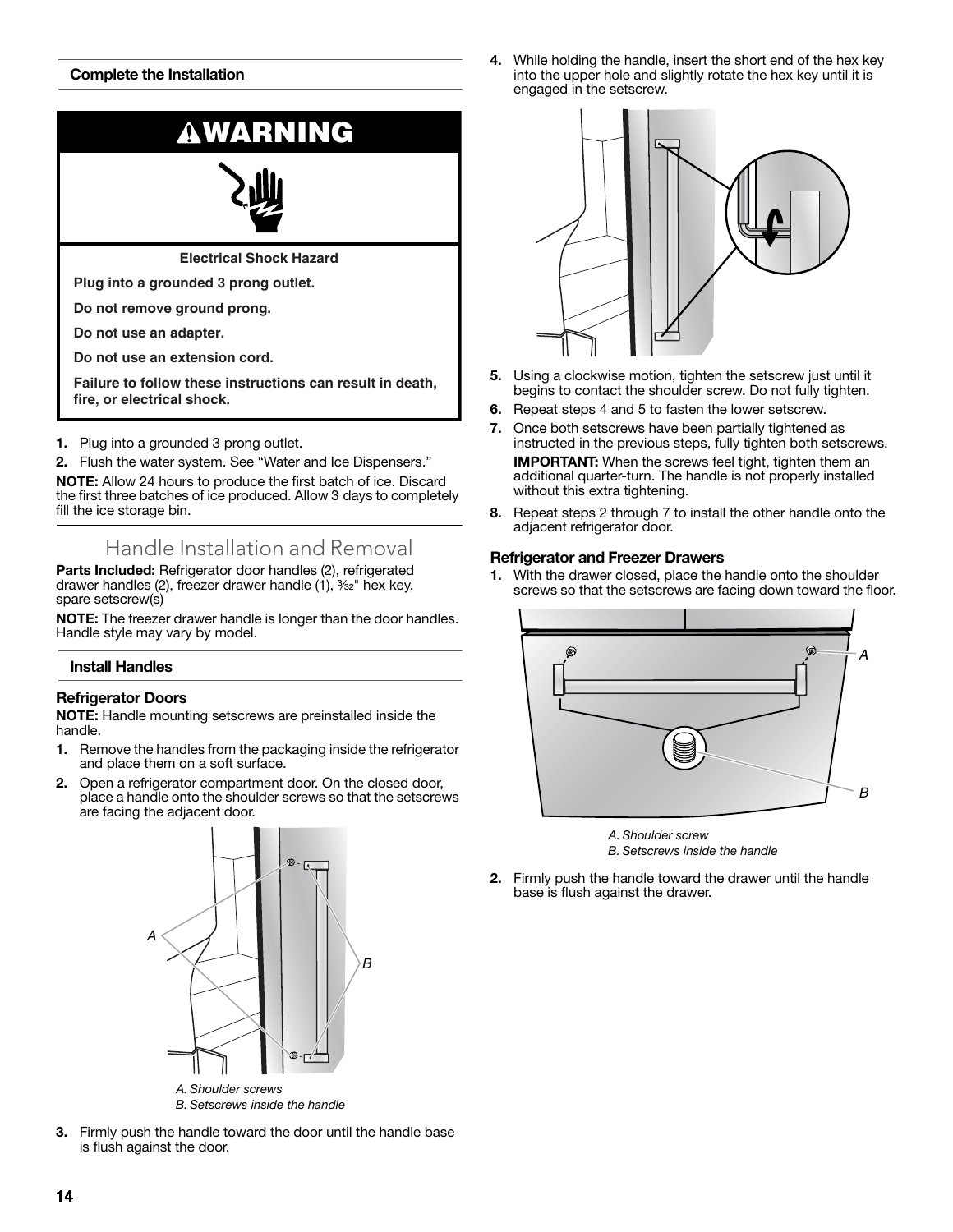### Complete the Installation

## ⚠WARNING

**Electrical Shock Hazard**

**Plug into a grounded 3 prong outlet.**

**Do not remove ground prong.**

**Do not use an adapter.**

**Do not use an extension cord.**

**Failure to follow these instructions can result in death, fire, or electrical shock.**

1. Plug into a grounded 3 prong outlet.
2. Flush the water system. See "Water and Ice Dispensers."

**NOTE:** Allow 24 hours to produce the first batch of ice. Discard the first three batches of ice produced. Allow 3 days to completely fill the ice storage bin.

# Handle Installation and Removal

**Parts Included:** Refrigerator door handles (2), refrigerated drawer handles (2), freezer drawer handle (1), 3⁄32" hex key, spare setscrew(s)

**NOTE:** The freezer drawer handle is longer than the door handles. Handle style may vary by model.

### Install Handles

#### Refrigerator Doors

**NOTE:** Handle mounting setscrews are preinstalled inside the handle.

1. Remove the handles from the packaging inside the refrigerator and place them on a soft surface.
2. Open a refrigerator compartment door. On the closed door, place a handle onto the shoulder screws so that the setscrews are facing the adjacent door.

*A. Shoulder screws*
*B. Setscrews inside the handle*

3. Firmly push the handle toward the door until the handle base is flush against the door.
4. While holding the handle, insert the short end of the hex key into the upper hole and slightly rotate the hex key until it is engaged in the setscrew.
5. Using a clockwise motion, tighten the setscrew just until it begins to contact the shoulder screw. Do not fully tighten.
6. Repeat steps 4 and 5 to fasten the lower setscrew.
7. Once both setscrews have been partially tightened as instructed in the previous steps, fully tighten both setscrews.

   **IMPORTANT:** When the screws feel tight, tighten them an additional quarter-turn. The handle is not properly installed without this extra tightening.
8. Repeat steps 2 through 7 to install the other handle onto the adjacent refrigerator door.

#### Refrigerator and Freezer Drawers

1. With the drawer closed, place the handle onto the shoulder screws so that the setscrews are facing down toward the floor.

*A. Shoulder screw*
*B. Setscrews inside the handle*

2. Firmly push the handle toward the drawer until the handle base is flush against the drawer.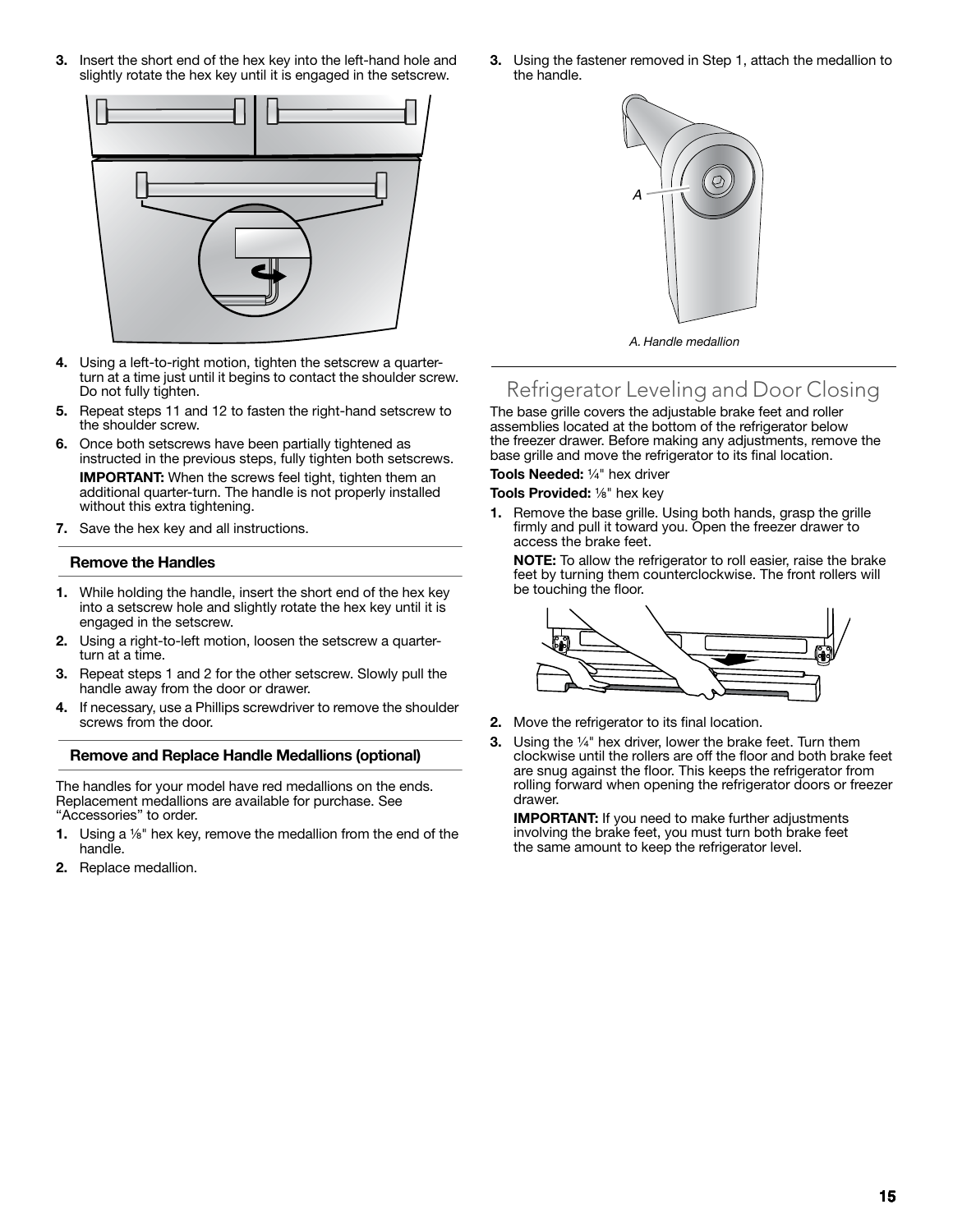3. Insert the short end of the hex key into the left-hand hole and slightly rotate the hex key until it is engaged in the setscrew.

4. Using a left-to-right motion, tighten the setscrew a quarter-turn at a time just until it begins to contact the shoulder screw. Do not fully tighten.
5. Repeat steps 11 and 12 to fasten the right-hand setscrew to the shoulder screw.
6. Once both setscrews have been partially tightened as instructed in the previous steps, fully tighten both setscrews.

   **IMPORTANT:** When the screws feel tight, tighten them an additional quarter-turn. The handle is not properly installed without this extra tightening.
7. Save the hex key and all instructions.

### Remove the Handles

1. While holding the handle, insert the short end of the hex key into a setscrew hole and slightly rotate the hex key until it is engaged in the setscrew.
2. Using a right-to-left motion, loosen the setscrew a quarter-turn at a time.
3. Repeat steps 1 and 2 for the other setscrew. Slowly pull the handle away from the door or drawer.
4. If necessary, use a Phillips screwdriver to remove the shoulder screws from the door.

### Remove and Replace Handle Medallions (optional)

The handles for your model have red medallions on the ends. Replacement medallions are available for purchase. See "Accessories" to order.

1. Using a ⅛" hex key, remove the medallion from the end of the handle.
2. Replace medallion.
3. Using the fastener removed in Step 1, attach the medallion to the handle.

A

*A. Handle medallion*

## Refrigerator Leveling and Door Closing

The base grille covers the adjustable brake feet and roller assemblies located at the bottom of the refrigerator below the freezer drawer. Before making any adjustments, remove the base grille and move the refrigerator to its final location.

**Tools Needed:** ¼" hex driver

**Tools Provided:** ⅛" hex key

1. Remove the base grille. Using both hands, grasp the grille firmly and pull it toward you. Open the freezer drawer to access the brake feet.

   **NOTE:** To allow the refrigerator to roll easier, raise the brake feet by turning them counterclockwise. The front rollers will be touching the floor.
2. Move the refrigerator to its final location.
3. Using the ¼" hex driver, lower the brake feet. Turn them clockwise until the rollers are off the floor and both brake feet are snug against the floor. This keeps the refrigerator from rolling forward when opening the refrigerator doors or freezer drawer.

   **IMPORTANT:** If you need to make further adjustments involving the brake feet, you must turn both brake feet the same amount to keep the refrigerator level.